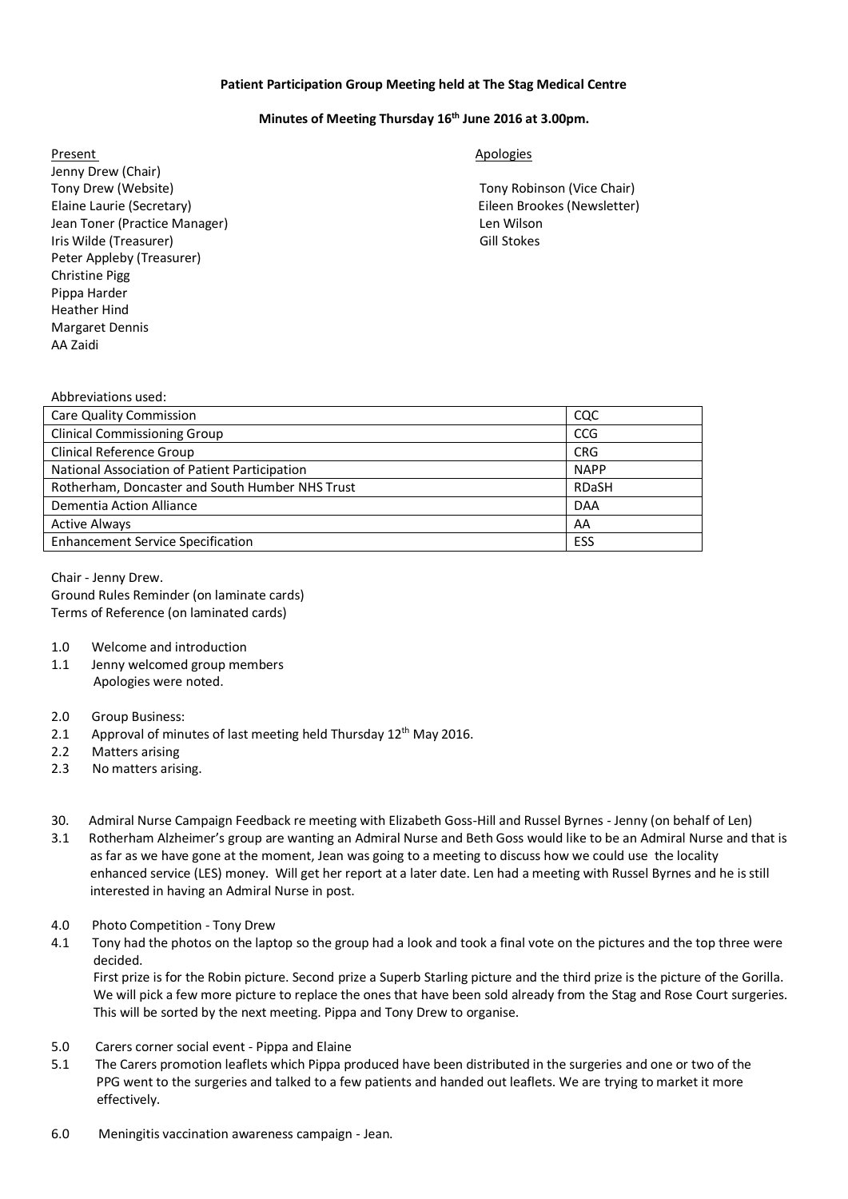**Patient Participation Group Meeting held at The Stag Medical Centre**

**Minutes of Meeting Thursday 16th June 2016 at 3.00pm.**

Present

Jenny Drew (Chair)
Tony Drew (Website)
Elaine Laurie (Secretary)
Jean Toner (Practice Manager)
Iris Wilde (Treasurer)
Peter Appleby (Treasurer)
Christine Pigg
Pippa Harder
Heather Hind
Margaret Dennis
AA Zaidi

Apologies

Tony Robinson (Vice Chair)
Eileen Brookes (Newsletter)
Len Wilson
Gill Stokes

Abbreviations used:

| | |
|---|---|
| Care Quality Commission | CQC |
| Clinical Commissioning Group | CCG |
| Clinical Reference Group | CRG |
| National Association of Patient Participation | NAPP |
| Rotherham, Doncaster and South Humber NHS Trust | RDaSH |
| Dementia Action Alliance | DAA |
| Active Always | AA |
| Enhancement Service Specification | ESS |

Chair - Jenny Drew.
Ground Rules Reminder (on laminate cards)
Terms of Reference (on laminated cards)

1.0 Welcome and introduction
1.1 Jenny welcomed group members
Apologies were noted.

2.0 Group Business:
2.1 Approval of minutes of last meeting held Thursday 12th May 2016.
2.2 Matters arising
2.3 No matters arising.

30. Admiral Nurse Campaign Feedback re meeting with Elizabeth Goss-Hill and Russel Byrnes - Jenny (on behalf of Len)
3.1 Rotherham Alzheimer's group are wanting an Admiral Nurse and Beth Goss would like to be an Admiral Nurse and that is as far as we have gone at the moment, Jean was going to a meeting to discuss how we could use the locality enhanced service (LES) money. Will get her report at a later date. Len had a meeting with Russel Byrnes and he is still interested in having an Admiral Nurse in post.

4.0 Photo Competition - Tony Drew
4.1 Tony had the photos on the laptop so the group had a look and took a final vote on the pictures and the top three were decided.
First prize is for the Robin picture. Second prize a Superb Starling picture and the third prize is the picture of the Gorilla. We will pick a few more picture to replace the ones that have been sold already from the Stag and Rose Court surgeries. This will be sorted by the next meeting. Pippa and Tony Drew to organise.

5.0 Carers corner social event - Pippa and Elaine
5.1 The Carers promotion leaflets which Pippa produced have been distributed in the surgeries and one or two of the PPG went to the surgeries and talked to a few patients and handed out leaflets. We are trying to market it more effectively.

6.0 Meningitis vaccination awareness campaign - Jean.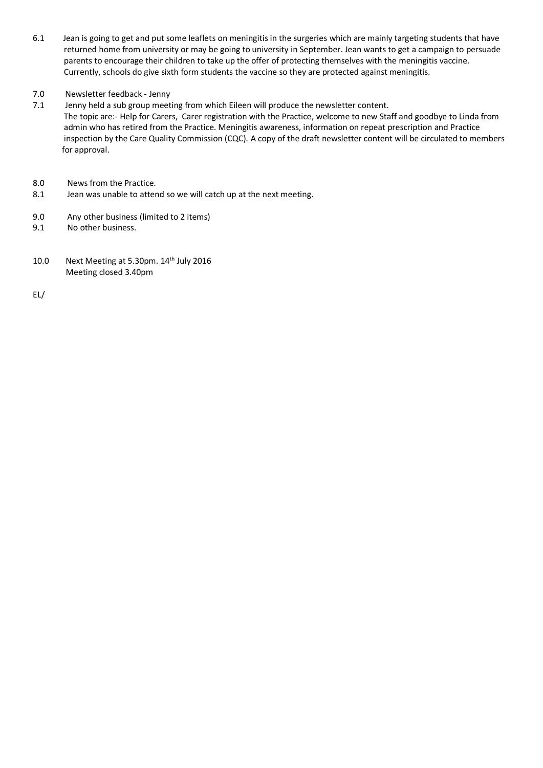6.1 Jean is going to get and put some leaflets on meningitis in the surgeries which are mainly targeting students that have returned home from university or may be going to university in September. Jean wants to get a campaign to persuade parents to encourage their children to take up the offer of protecting themselves with the meningitis vaccine. Currently, schools do give sixth form students the vaccine so they are protected against meningitis.

7.0 Newsletter feedback - Jenny

7.1 Jenny held a sub group meeting from which Eileen will produce the newsletter content. The topic are:- Help for Carers, Carer registration with the Practice, welcome to new Staff and goodbye to Linda from admin who has retired from the Practice. Meningitis awareness, information on repeat prescription and Practice inspection by the Care Quality Commission (CQC). A copy of the draft newsletter content will be circulated to members for approval.

8.0 News from the Practice.

8.1 Jean was unable to attend so we will catch up at the next meeting.

9.0 Any other business (limited to 2 items)

9.1 No other business.

10.0 Next Meeting at 5.30pm. 14th July 2016
Meeting closed 3.40pm

EL/